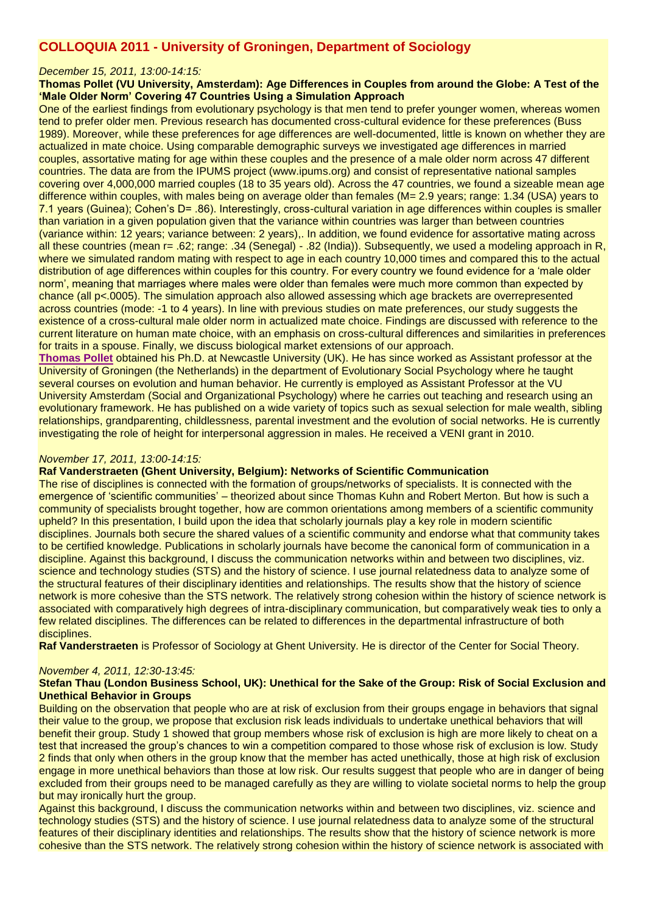## COLLOQUIA 2011 - University of Groningen, Department of Sociology

*December 15, 2011, 13:00-14:15:*

**Thomas Pollet (VU University, Amsterdam): Age Differences in Couples from around the Globe: A Test of the 'Male Older Norm' Covering 47 Countries Using a Simulation Approach**

One of the earliest findings from evolutionary psychology is that men tend to prefer younger women, whereas women tend to prefer older men. Previous research has documented cross-cultural evidence for these preferences (Buss 1989). Moreover, while these preferences for age differences are well-documented, little is known on whether they are actualized in mate choice. Using comparable demographic surveys we investigated age differences in married couples, assortative mating for age within these couples and the presence of a male older norm across 47 different countries. The data are from the IPUMS project (www.ipums.org) and consist of representative national samples covering over 4,000,000 married couples (18 to 35 years old). Across the 47 countries, we found a sizeable mean age difference within couples, with males being on average older than females (M= 2.9 years; range: 1.34 (USA) years to 7.1 years (Guinea); Cohen's D= .86). Interestingly, cross-cultural variation in age differences within couples is smaller than variation in a given population given that the variance within countries was larger than between countries (variance within: 12 years; variance between: 2 years),. In addition, we found evidence for assortative mating across all these countries (mean r= .62; range: .34 (Senegal) - .82 (India)). Subsequently, we used a modeling approach in R, where we simulated random mating with respect to age in each country 10,000 times and compared this to the actual distribution of age differences within couples for this country. For every country we found evidence for a 'male older norm', meaning that marriages where males were older than females were much more common than expected by chance (all p<.0005). The simulation approach also allowed assessing which age brackets are overrepresented across countries (mode: -1 to 4 years). In line with previous studies on mate preferences, our study suggests the existence of a cross-cultural male older norm in actualized mate choice. Findings are discussed with reference to the current literature on human mate choice, with an emphasis on cross-cultural differences and similarities in preferences for traits in a spouse. Finally, we discuss biological market extensions of our approach.

**Thomas Pollet** obtained his Ph.D. at Newcastle University (UK). He has since worked as Assistant professor at the University of Groningen (the Netherlands) in the department of Evolutionary Social Psychology where he taught several courses on evolution and human behavior. He currently is employed as Assistant Professor at the VU University Amsterdam (Social and Organizational Psychology) where he carries out teaching and research using an evolutionary framework. He has published on a wide variety of topics such as sexual selection for male wealth, sibling relationships, grandparenting, childlessness, parental investment and the evolution of social networks. He is currently investigating the role of height for interpersonal aggression in males. He received a VENI grant in 2010.

*November 17, 2011, 13:00-14:15:*

**Raf Vanderstraeten (Ghent University, Belgium): Networks of Scientific Communication**

The rise of disciplines is connected with the formation of groups/networks of specialists. It is connected with the emergence of 'scientific communities' – theorized about since Thomas Kuhn and Robert Merton. But how is such a community of specialists brought together, how are common orientations among members of a scientific community upheld? In this presentation, I build upon the idea that scholarly journals play a key role in modern scientific disciplines. Journals both secure the shared values of a scientific community and endorse what that community takes to be certified knowledge. Publications in scholarly journals have become the canonical form of communication in a discipline. Against this background, I discuss the communication networks within and between two disciplines, viz. science and technology studies (STS) and the history of science. I use journal relatedness data to analyze some of the structural features of their disciplinary identities and relationships. The results show that the history of science network is more cohesive than the STS network. The relatively strong cohesion within the history of science network is associated with comparatively high degrees of intra-disciplinary communication, but comparatively weak ties to only a few related disciplines. The differences can be related to differences in the departmental infrastructure of both disciplines.

**Raf Vanderstraeten** is Professor of Sociology at Ghent University. He is director of the Center for Social Theory.

*November 4, 2011, 12:30-13:45:*

**Stefan Thau (London Business School, UK): Unethical for the Sake of the Group: Risk of Social Exclusion and Unethical Behavior in Groups**

Building on the observation that people who are at risk of exclusion from their groups engage in behaviors that signal their value to the group, we propose that exclusion risk leads individuals to undertake unethical behaviors that will benefit their group. Study 1 showed that group members whose risk of exclusion is high are more likely to cheat on a test that increased the group's chances to win a competition compared to those whose risk of exclusion is low. Study 2 finds that only when others in the group know that the member has acted unethically, those at high risk of exclusion engage in more unethical behaviors than those at low risk. Our results suggest that people who are in danger of being excluded from their groups need to be managed carefully as they are willing to violate societal norms to help the group but may ironically hurt the group.

Against this background, I discuss the communication networks within and between two disciplines, viz. science and technology studies (STS) and the history of science. I use journal relatedness data to analyze some of the structural features of their disciplinary identities and relationships. The results show that the history of science network is more cohesive than the STS network. The relatively strong cohesion within the history of science network is associated with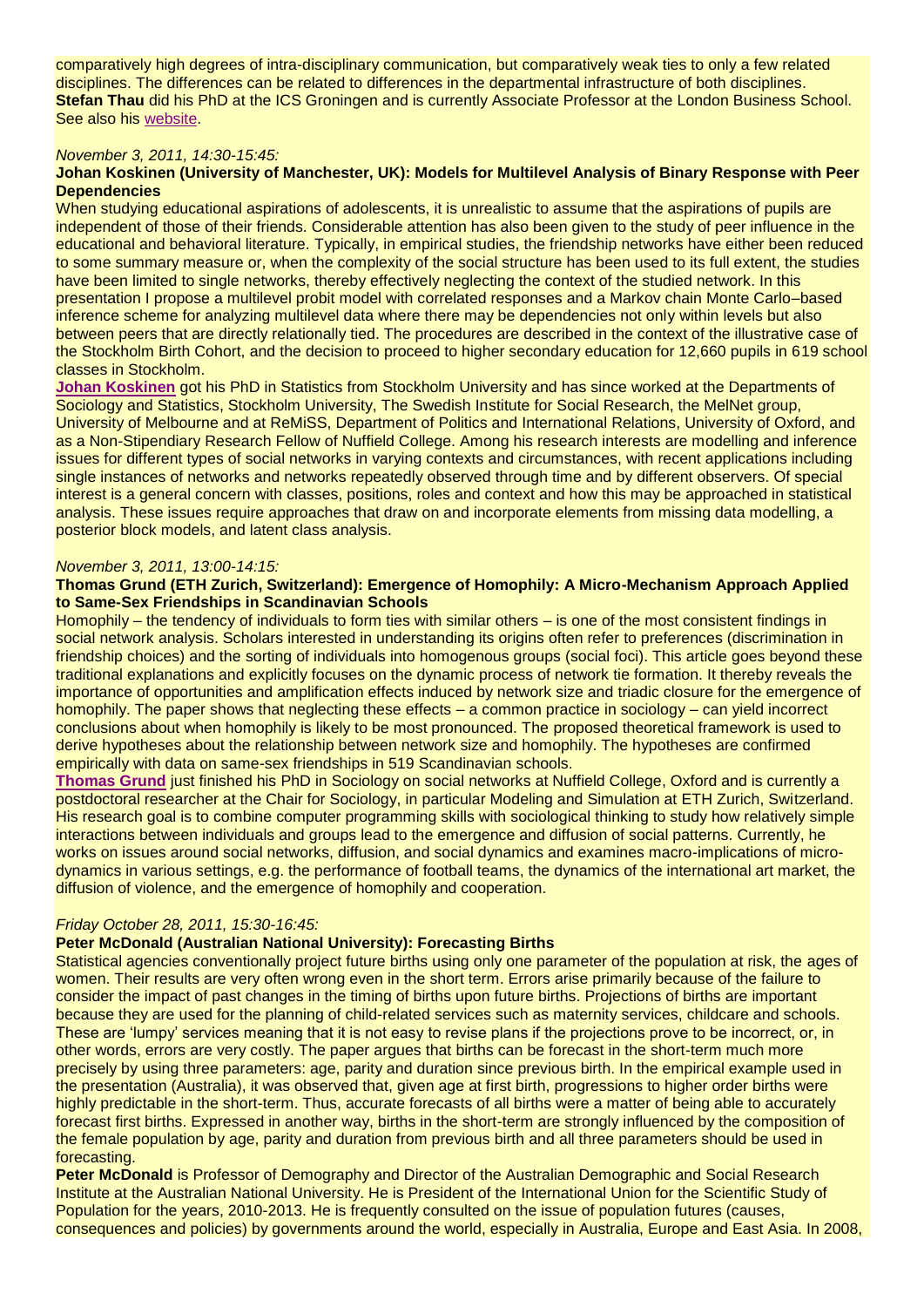comparatively high degrees of intra-disciplinary communication, but comparatively weak ties to only a few related disciplines. The differences can be related to differences in the departmental infrastructure of both disciplines. **Stefan Thau** did his PhD at the ICS Groningen and is currently Associate Professor at the London Business School. See also his website.

*November 3, 2011, 14:30-15:45:*

**Johan Koskinen (University of Manchester, UK): Models for Multilevel Analysis of Binary Response with Peer Dependencies**

When studying educational aspirations of adolescents, it is unrealistic to assume that the aspirations of pupils are independent of those of their friends. Considerable attention has also been given to the study of peer influence in the educational and behavioral literature. Typically, in empirical studies, the friendship networks have either been reduced to some summary measure or, when the complexity of the social structure has been used to its full extent, the studies have been limited to single networks, thereby effectively neglecting the context of the studied network. In this presentation I propose a multilevel probit model with correlated responses and a Markov chain Monte Carlo–based inference scheme for analyzing multilevel data where there may be dependencies not only within levels but also between peers that are directly relationally tied. The procedures are described in the context of the illustrative case of the Stockholm Birth Cohort, and the decision to proceed to higher secondary education for 12,660 pupils in 619 school classes in Stockholm.

**Johan Koskinen** got his PhD in Statistics from Stockholm University and has since worked at the Departments of Sociology and Statistics, Stockholm University, The Swedish Institute for Social Research, the MelNet group, University of Melbourne and at ReMiSS, Department of Politics and International Relations, University of Oxford, and as a Non-Stipendiary Research Fellow of Nuffield College. Among his research interests are modelling and inference issues for different types of social networks in varying contexts and circumstances, with recent applications including single instances of networks and networks repeatedly observed through time and by different observers. Of special interest is a general concern with classes, positions, roles and context and how this may be approached in statistical analysis. These issues require approaches that draw on and incorporate elements from missing data modelling, a posterior block models, and latent class analysis.

*November 3, 2011, 13:00-14:15:*

**Thomas Grund (ETH Zurich, Switzerland): Emergence of Homophily: A Micro-Mechanism Approach Applied to Same-Sex Friendships in Scandinavian Schools**

Homophily – the tendency of individuals to form ties with similar others – is one of the most consistent findings in social network analysis. Scholars interested in understanding its origins often refer to preferences (discrimination in friendship choices) and the sorting of individuals into homogenous groups (social foci). This article goes beyond these traditional explanations and explicitly focuses on the dynamic process of network tie formation. It thereby reveals the importance of opportunities and amplification effects induced by network size and triadic closure for the emergence of homophily. The paper shows that neglecting these effects – a common practice in sociology – can yield incorrect conclusions about when homophily is likely to be most pronounced. The proposed theoretical framework is used to derive hypotheses about the relationship between network size and homophily. The hypotheses are confirmed empirically with data on same-sex friendships in 519 Scandinavian schools.

**Thomas Grund** just finished his PhD in Sociology on social networks at Nuffield College, Oxford and is currently a postdoctoral researcher at the Chair for Sociology, in particular Modeling and Simulation at ETH Zurich, Switzerland. His research goal is to combine computer programming skills with sociological thinking to study how relatively simple interactions between individuals and groups lead to the emergence and diffusion of social patterns. Currently, he works on issues around social networks, diffusion, and social dynamics and examines macro-implications of micro-dynamics in various settings, e.g. the performance of football teams, the dynamics of the international art market, the diffusion of violence, and the emergence of homophily and cooperation.

*Friday October 28, 2011, 15:30-16:45:*

**Peter McDonald (Australian National University): Forecasting Births**

Statistical agencies conventionally project future births using only one parameter of the population at risk, the ages of women. Their results are very often wrong even in the short term. Errors arise primarily because of the failure to consider the impact of past changes in the timing of births upon future births. Projections of births are important because they are used for the planning of child-related services such as maternity services, childcare and schools. These are 'lumpy' services meaning that it is not easy to revise plans if the projections prove to be incorrect, or, in other words, errors are very costly. The paper argues that births can be forecast in the short-term much more precisely by using three parameters: age, parity and duration since previous birth. In the empirical example used in the presentation (Australia), it was observed that, given age at first birth, progressions to higher order births were highly predictable in the short-term. Thus, accurate forecasts of all births were a matter of being able to accurately forecast first births. Expressed in another way, births in the short-term are strongly influenced by the composition of the female population by age, parity and duration from previous birth and all three parameters should be used in forecasting.

**Peter McDonald** is Professor of Demography and Director of the Australian Demographic and Social Research Institute at the Australian National University. He is President of the International Union for the Scientific Study of Population for the years, 2010-2013. He is frequently consulted on the issue of population futures (causes, consequences and policies) by governments around the world, especially in Australia, Europe and East Asia. In 2008,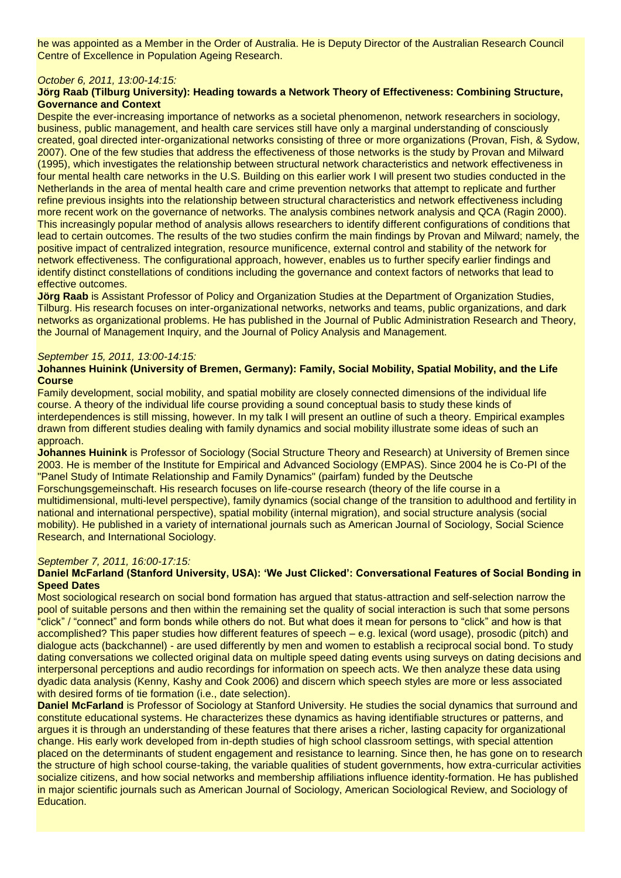he was appointed as a Member in the Order of Australia. He is Deputy Director of the Australian Research Council Centre of Excellence in Population Ageing Research.

*October 6, 2011, 13:00-14:15:*

**Jörg Raab (Tilburg University): Heading towards a Network Theory of Effectiveness: Combining Structure, Governance and Context**

Despite the ever-increasing importance of networks as a societal phenomenon, network researchers in sociology, business, public management, and health care services still have only a marginal understanding of consciously created, goal directed inter-organizational networks consisting of three or more organizations (Provan, Fish, & Sydow, 2007). One of the few studies that address the effectiveness of those networks is the study by Provan and Milward (1995), which investigates the relationship between structural network characteristics and network effectiveness in four mental health care networks in the U.S. Building on this earlier work I will present two studies conducted in the Netherlands in the area of mental health care and crime prevention networks that attempt to replicate and further refine previous insights into the relationship between structural characteristics and network effectiveness including more recent work on the governance of networks. The analysis combines network analysis and QCA (Ragin 2000). This increasingly popular method of analysis allows researchers to identify different configurations of conditions that lead to certain outcomes. The results of the two studies confirm the main findings by Provan and Milward; namely, the positive impact of centralized integration, resource munificence, external control and stability of the network for network effectiveness. The configurational approach, however, enables us to further specify earlier findings and identify distinct constellations of conditions including the governance and context factors of networks that lead to effective outcomes.

**Jörg Raab** is Assistant Professor of Policy and Organization Studies at the Department of Organization Studies, Tilburg. His research focuses on inter-organizational networks, networks and teams, public organizations, and dark networks as organizational problems. He has published in the Journal of Public Administration Research and Theory, the Journal of Management Inquiry, and the Journal of Policy Analysis and Management.

*September 15, 2011, 13:00-14:15:*

**Johannes Huinink (University of Bremen, Germany): Family, Social Mobility, Spatial Mobility, and the Life Course**

Family development, social mobility, and spatial mobility are closely connected dimensions of the individual life course. A theory of the individual life course providing a sound conceptual basis to study these kinds of interdependences is still missing, however. In my talk I will present an outline of such a theory. Empirical examples drawn from different studies dealing with family dynamics and social mobility illustrate some ideas of such an approach.

**Johannes Huinink** is Professor of Sociology (Social Structure Theory and Research) at University of Bremen since 2003. He is member of the Institute for Empirical and Advanced Sociology (EMPAS). Since 2004 he is Co-PI of the "Panel Study of Intimate Relationship and Family Dynamics" (pairfam) funded by the Deutsche Forschungsgemeinschaft. His research focuses on life-course research (theory of the life course in a multidimensional, multi-level perspective), family dynamics (social change of the transition to adulthood and fertility in national and international perspective), spatial mobility (internal migration), and social structure analysis (social mobility). He published in a variety of international journals such as American Journal of Sociology, Social Science Research, and International Sociology.

*September 7, 2011, 16:00-17:15:*

**Daniel McFarland (Stanford University, USA): 'We Just Clicked': Conversational Features of Social Bonding in Speed Dates**

Most sociological research on social bond formation has argued that status-attraction and self-selection narrow the pool of suitable persons and then within the remaining set the quality of social interaction is such that some persons "click" / "connect" and form bonds while others do not. But what does it mean for persons to "click" and how is that accomplished? This paper studies how different features of speech – e.g. lexical (word usage), prosodic (pitch) and dialogue acts (backchannel) - are used differently by men and women to establish a reciprocal social bond. To study dating conversations we collected original data on multiple speed dating events using surveys on dating decisions and interpersonal perceptions and audio recordings for information on speech acts. We then analyze these data using dyadic data analysis (Kenny, Kashy and Cook 2006) and discern which speech styles are more or less associated with desired forms of tie formation (i.e., date selection).

**Daniel McFarland** is Professor of Sociology at Stanford University. He studies the social dynamics that surround and constitute educational systems. He characterizes these dynamics as having identifiable structures or patterns, and argues it is through an understanding of these features that there arises a richer, lasting capacity for organizational change. His early work developed from in-depth studies of high school classroom settings, with special attention placed on the determinants of student engagement and resistance to learning. Since then, he has gone on to research the structure of high school course-taking, the variable qualities of student governments, how extra-curricular activities socialize citizens, and how social networks and membership affiliations influence identity-formation. He has published in major scientific journals such as American Journal of Sociology, American Sociological Review, and Sociology of Education.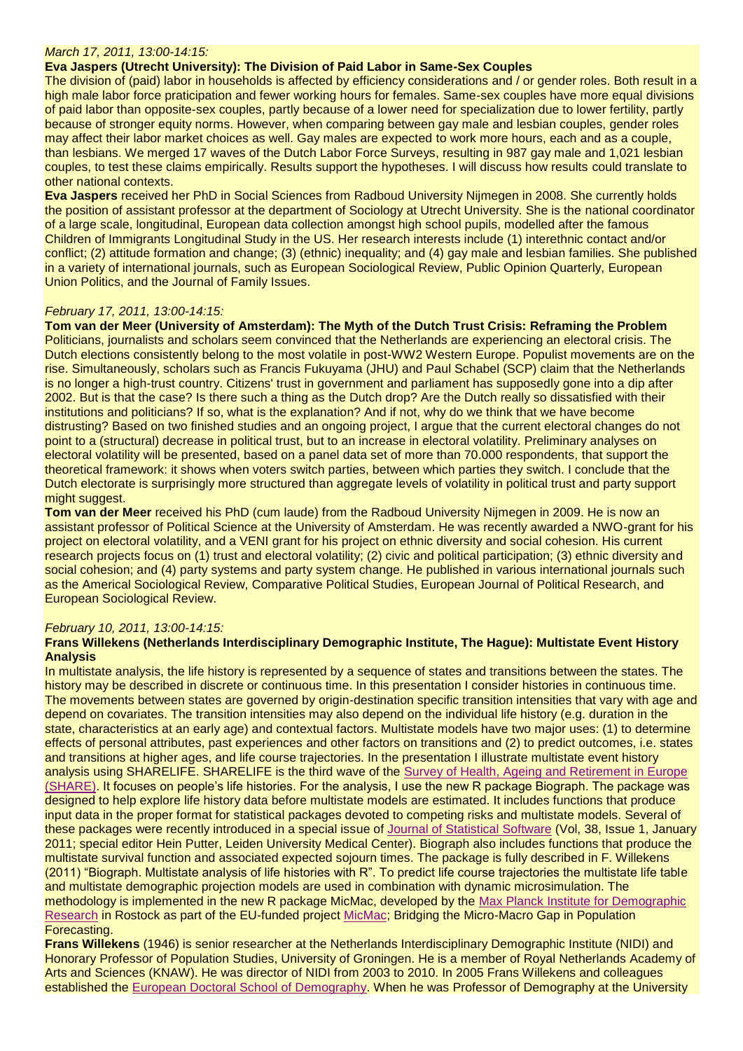*March 17, 2011, 13:00-14:15:*

**Eva Jaspers (Utrecht University): The Division of Paid Labor in Same-Sex Couples**

The division of (paid) labor in households is affected by efficiency considerations and / or gender roles. Both result in a high male labor force praticipation and fewer working hours for females. Same-sex couples have more equal divisions of paid labor than opposite-sex couples, partly because of a lower need for specialization due to lower fertility, partly because of stronger equity norms. However, when comparing between gay male and lesbian couples, gender roles may affect their labor market choices as well. Gay males are expected to work more hours, each and as a couple, than lesbians. We merged 17 waves of the Dutch Labor Force Surveys, resulting in 987 gay male and 1,021 lesbian couples, to test these claims empirically. Results support the hypotheses. I will discuss how results could translate to other national contexts.

**Eva Jaspers** received her PhD in Social Sciences from Radboud University Nijmegen in 2008. She currently holds the position of assistant professor at the department of Sociology at Utrecht University. She is the national coordinator of a large scale, longitudinal, European data collection amongst high school pupils, modelled after the famous Children of Immigrants Longitudinal Study in the US. Her research interests include (1) interethnic contact and/or conflict; (2) attitude formation and change; (3) (ethnic) inequality; and (4) gay male and lesbian families. She published in a variety of international journals, such as European Sociological Review, Public Opinion Quarterly, European Union Politics, and the Journal of Family Issues.

*February 17, 2011, 13:00-14:15:*

**Tom van der Meer (University of Amsterdam): The Myth of the Dutch Trust Crisis: Reframing the Problem**

Politicians, journalists and scholars seem convinced that the Netherlands are experiencing an electoral crisis. The Dutch elections consistently belong to the most volatile in post-WW2 Western Europe. Populist movements are on the rise. Simultaneously, scholars such as Francis Fukuyama (JHU) and Paul Schabel (SCP) claim that the Netherlands is no longer a high-trust country. Citizens' trust in government and parliament has supposedly gone into a dip after 2002. But is that the case? Is there such a thing as the Dutch drop? Are the Dutch really so dissatisfied with their institutions and politicians? If so, what is the explanation? And if not, why do we think that we have become distrusting? Based on two finished studies and an ongoing project, I argue that the current electoral changes do not point to a (structural) decrease in political trust, but to an increase in electoral volatility. Preliminary analyses on electoral volatility will be presented, based on a panel data set of more than 70.000 respondents, that support the theoretical framework: it shows when voters switch parties, between which parties they switch. I conclude that the Dutch electorate is surprisingly more structured than aggregate levels of volatility in political trust and party support might suggest.

**Tom van der Meer** received his PhD (cum laude) from the Radboud University Nijmegen in 2009. He is now an assistant professor of Political Science at the University of Amsterdam. He was recently awarded a NWO-grant for his project on electoral volatility, and a VENI grant for his project on ethnic diversity and social cohesion. His current research projects focus on (1) trust and electoral volatility; (2) civic and political participation; (3) ethnic diversity and social cohesion; and (4) party systems and party system change. He published in various international journals such as the Americal Sociological Review, Comparative Political Studies, European Journal of Political Research, and European Sociological Review.

*February 10, 2011, 13:00-14:15:*

**Frans Willekens (Netherlands Interdisciplinary Demographic Institute, The Hague): Multistate Event History Analysis**

In multistate analysis, the life history is represented by a sequence of states and transitions between the states. The history may be described in discrete or continuous time. In this presentation I consider histories in continuous time. The movements between states are governed by origin-destination specific transition intensities that vary with age and depend on covariates. The transition intensities may also depend on the individual life history (e.g. duration in the state, characteristics at an early age) and contextual factors. Multistate models have two major uses: (1) to determine effects of personal attributes, past experiences and other factors on transitions and (2) to predict outcomes, i.e. states and transitions at higher ages, and life course trajectories. In the presentation I illustrate multistate event history analysis using SHARELIFE. SHARELIFE is the third wave of the Survey of Health, Ageing and Retirement in Europe (SHARE). It focuses on people's life histories. For the analysis, I use the new R package Biograph. The package was designed to help explore life history data before multistate models are estimated. It includes functions that produce input data in the proper format for statistical packages devoted to competing risks and multistate models. Several of these packages were recently introduced in a special issue of Journal of Statistical Software (Vol, 38, Issue 1, January 2011; special editor Hein Putter, Leiden University Medical Center). Biograph also includes functions that produce the multistate survival function and associated expected sojourn times. The package is fully described in F. Willekens (2011) "Biograph. Multistate analysis of life histories with R". To predict life course trajectories the multistate life table and multistate demographic projection models are used in combination with dynamic microsimulation. The methodology is implemented in the new R package MicMac, developed by the Max Planck Institute for Demographic Research in Rostock as part of the EU-funded project MicMac; Bridging the Micro-Macro Gap in Population Forecasting.

**Frans Willekens** (1946) is senior researcher at the Netherlands Interdisciplinary Demographic Institute (NIDI) and Honorary Professor of Population Studies, University of Groningen. He is a member of Royal Netherlands Academy of Arts and Sciences (KNAW). He was director of NIDI from 2003 to 2010. In 2005 Frans Willekens and colleagues established the European Doctoral School of Demography. When he was Professor of Demography at the University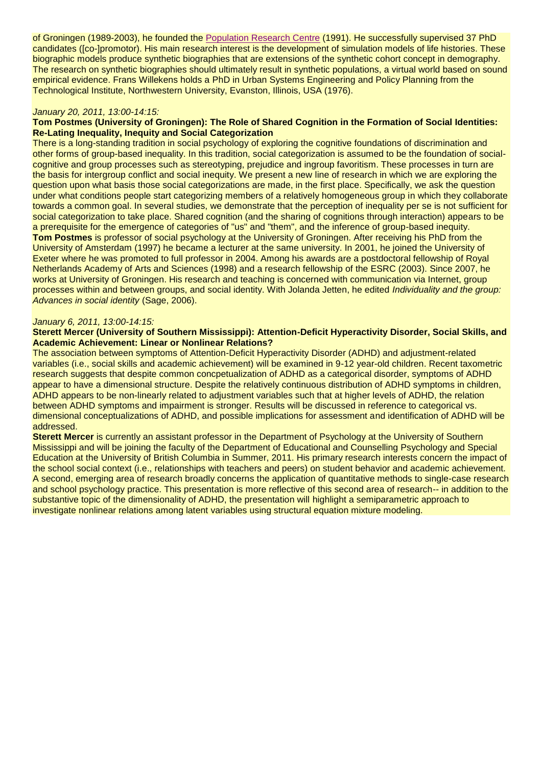of Groningen (1989-2003), he founded the Population Research Centre (1991). He successfully supervised 37 PhD candidates ([co-]promotor). His main research interest is the development of simulation models of life histories. These biographic models produce synthetic biographies that are extensions of the synthetic cohort concept in demography. The research on synthetic biographies should ultimately result in synthetic populations, a virtual world based on sound empirical evidence. Frans Willekens holds a PhD in Urban Systems Engineering and Policy Planning from the Technological Institute, Northwestern University, Evanston, Illinois, USA (1976).

*January 20, 2011, 13:00-14:15:*

**Tom Postmes (University of Groningen): The Role of Shared Cognition in the Formation of Social Identities: Re-Lating Inequality, Inequity and Social Categorization**

There is a long-standing tradition in social psychology of exploring the cognitive foundations of discrimination and other forms of group-based inequality. In this tradition, social categorization is assumed to be the foundation of social-cognitive and group processes such as stereotyping, prejudice and ingroup favoritism. These processes in turn are the basis for intergroup conflict and social inequity. We present a new line of research in which we are exploring the question upon what basis those social categorizations are made, in the first place. Specifically, we ask the question under what conditions people start categorizing members of a relatively homogeneous group in which they collaborate towards a common goal. In several studies, we demonstrate that the perception of inequality per se is not sufficient for social categorization to take place. Shared cognition (and the sharing of cognitions through interaction) appears to be a prerequisite for the emergence of categories of "us" and "them", and the inference of group-based inequity.

**Tom Postmes** is professor of social psychology at the University of Groningen. After receiving his PhD from the University of Amsterdam (1997) he became a lecturer at the same university. In 2001, he joined the University of Exeter where he was promoted to full professor in 2004. Among his awards are a postdoctoral fellowship of Royal Netherlands Academy of Arts and Sciences (1998) and a research fellowship of the ESRC (2003). Since 2007, he works at University of Groningen. His research and teaching is concerned with communication via Internet, group processes within and between groups, and social identity. With Jolanda Jetten, he edited *Individuality and the group: Advances in social identity* (Sage, 2006).

*January 6, 2011, 13:00-14:15:*

**Sterett Mercer (University of Southern Mississippi): Attention-Deficit Hyperactivity Disorder, Social Skills, and Academic Achievement: Linear or Nonlinear Relations?**

The association between symptoms of Attention-Deficit Hyperactivity Disorder (ADHD) and adjustment-related variables (i.e., social skills and academic achievement) will be examined in 9-12 year-old children. Recent taxometric research suggests that despite common concpetualization of ADHD as a categorical disorder, symptoms of ADHD appear to have a dimensional structure. Despite the relatively continuous distribution of ADHD symptoms in children, ADHD appears to be non-linearly related to adjustment variables such that at higher levels of ADHD, the relation between ADHD symptoms and impairment is stronger. Results will be discussed in reference to categorical vs. dimensional conceptualizations of ADHD, and possible implications for assessment and identification of ADHD will be addressed.

**Sterett Mercer** is currently an assistant professor in the Department of Psychology at the University of Southern Mississippi and will be joining the faculty of the Department of Educational and Counselling Psychology and Special Education at the University of British Columbia in Summer, 2011. His primary research interests concern the impact of the school social context (i.e., relationships with teachers and peers) on student behavior and academic achievement. A second, emerging area of research broadly concerns the application of quantitative methods to single-case research and school psychology practice. This presentation is more reflective of this second area of research-- in addition to the substantive topic of the dimensionality of ADHD, the presentation will highlight a semiparametric approach to investigate nonlinear relations among latent variables using structural equation mixture modeling.